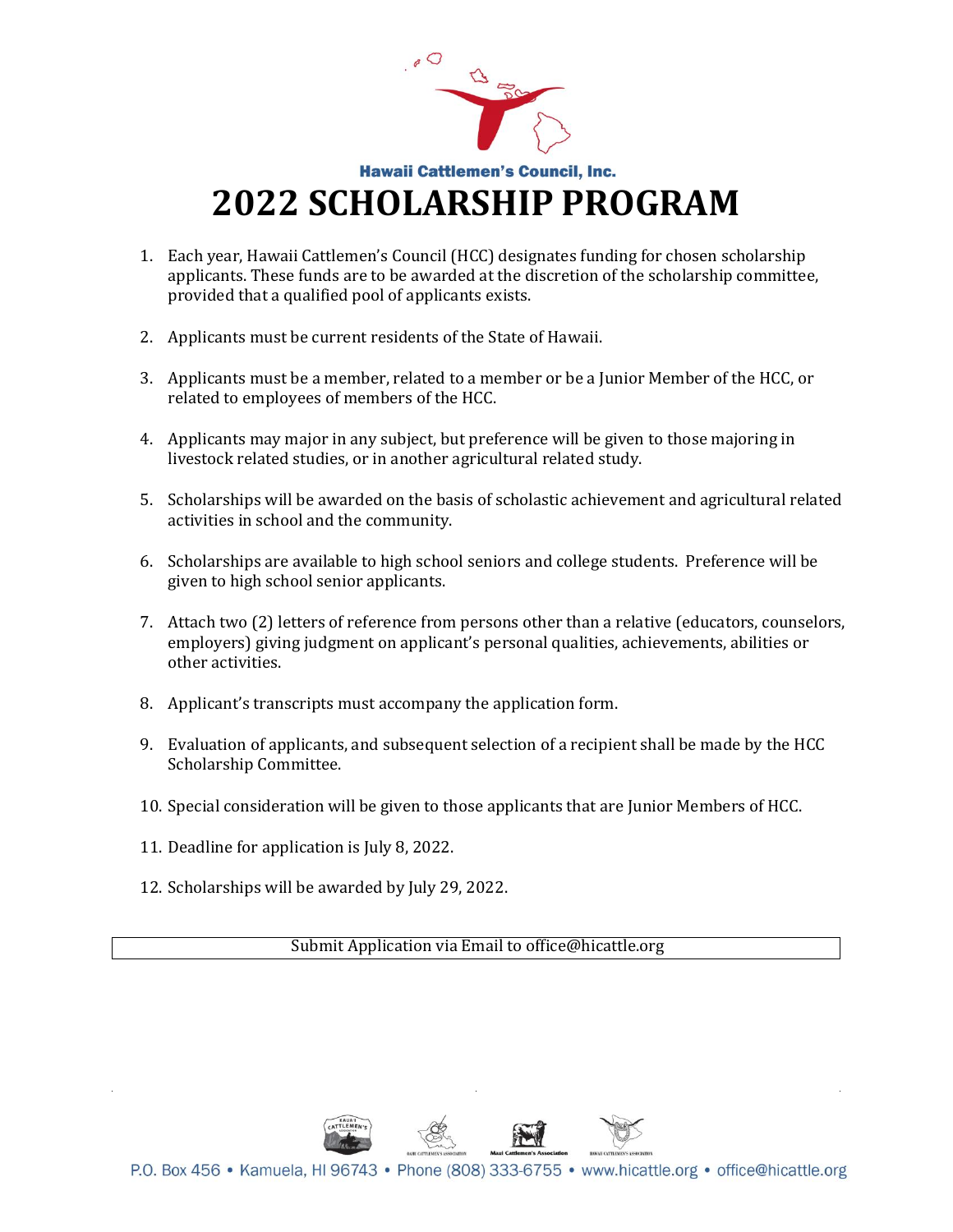Hawaii Cattlemen's Council, Inc.

# 2022 SCHOLARSHIP PROGRAM

1. Each year, Hawaii Cattlemen's Council (HCC) designates funding for chosen scholarship applicants. These funds are to be awarded at the discretion of the scholarship committee, provided that a qualified pool of applicants exists.
2. Applicants must be current residents of the State of Hawaii.
3. Applicants must be a member, related to a member or be a Junior Member of the HCC, or related to employees of members of the HCC.
4. Applicants may major in any subject, but preference will be given to those majoring in livestock related studies, or in another agricultural related study.
5. Scholarships will be awarded on the basis of scholastic achievement and agricultural related activities in school and the community.
6. Scholarships are available to high school seniors and college students. Preference will be given to high school senior applicants.
7. Attach two (2) letters of reference from persons other than a relative (educators, counselors, employers) giving judgment on applicant's personal qualities, achievements, abilities or other activities.
8. Applicant's transcripts must accompany the application form.
9. Evaluation of applicants, and subsequent selection of a recipient shall be made by the HCC Scholarship Committee.
10. Special consideration will be given to those applicants that are Junior Members of HCC.
11. Deadline for application is July 8, 2022.
12. Scholarships will be awarded by July 29, 2022.

| Submit Application via Email to office@hicattle.org |
| --- |

P.O. Box 456 • Kamuela, HI 96743 • Phone (808) 333-6755 • www.hicattle.org • office@hicattle.org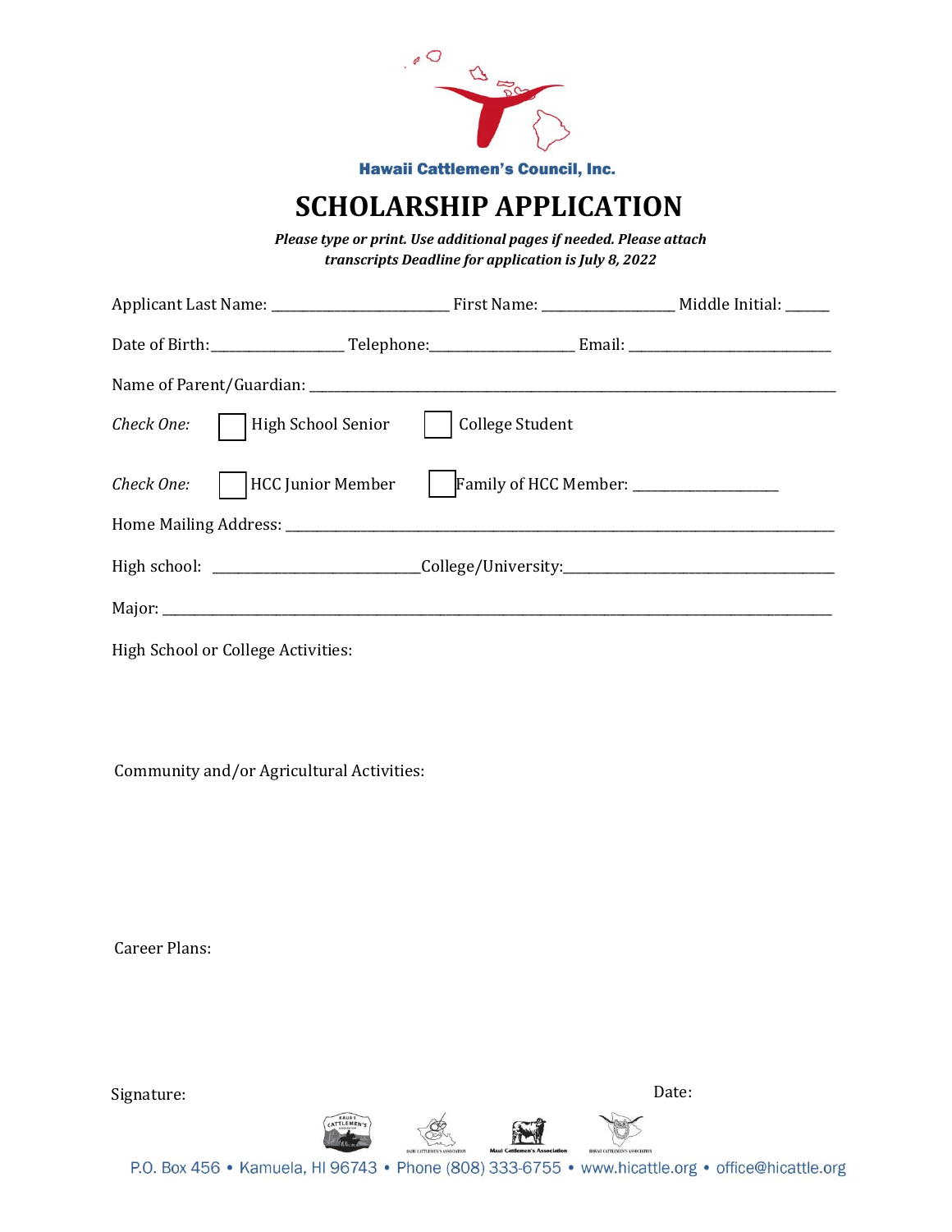Hawaii Cattlemen's Council, Inc.

# SCHOLARSHIP APPLICATION

***Please type or print. Use additional pages if needed. Please attach transcripts Deadline for application is July 8, 2022***

Applicant Last Name: ________________________ First Name: __________________ Middle Initial: ______

Date of Birth:__________________ Telephone:____________________ Email: ___________________________

Name of Parent/Guardian: ________________________________________________________________________

*Check One:* ☐ High School Senior ☐ College Student

*Check One:* ☐ HCC Junior Member ☐ Family of HCC Member: ____________________

Home Mailing Address: ___________________________________________________________________________

High school: _____________________________College/University:_____________________________________

Major: _______________________________________________________________________________________

High School or College Activities:

Community and/or Agricultural Activities:

Career Plans:

Signature: Date:

P.O. Box 456 • Kamuela, HI 96743 • Phone (808) 333-6755 • www.hicattle.org • office@hicattle.org